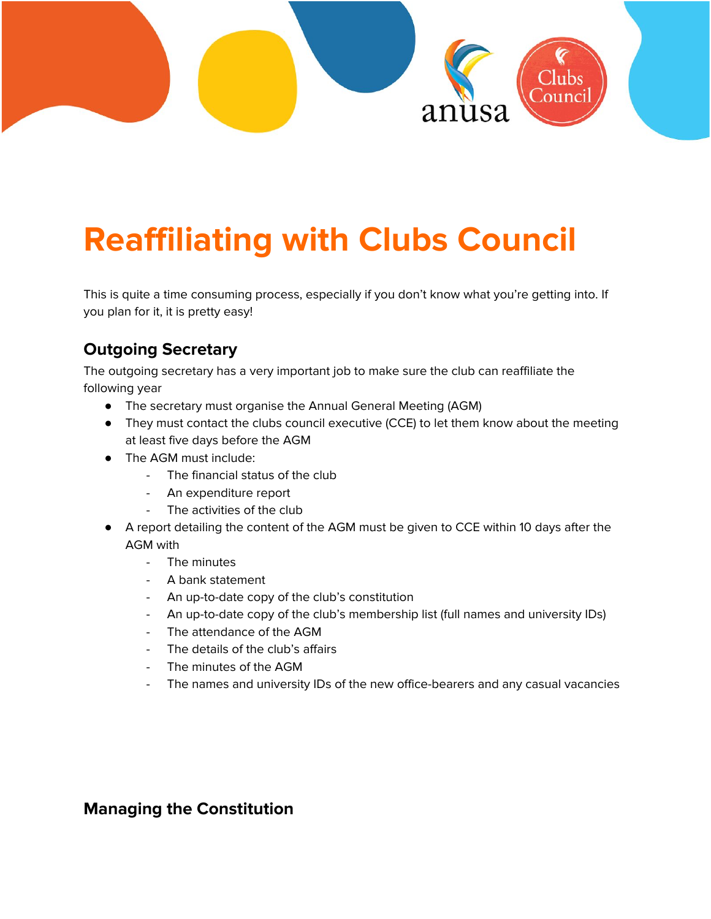# Reaffiliating with Clubs Council

This is quite a time consuming process, especially if you don't know what you're getting into. If you plan for it, it is pretty easy!

## Outgoing Secretary

The outgoing secretary has a very important job to make sure the club can reaffiliate the following year

- The secretary must organise the Annual General Meeting (AGM)
- They must contact the clubs council executive (CCE) to let them know about the meeting at least five days before the AGM
- The AGM must include:
  - The financial status of the club
  - An expenditure report
  - The activities of the club
- A report detailing the content of the AGM must be given to CCE within 10 days after the AGM with
  - The minutes
  - A bank statement
  - An up-to-date copy of the club's constitution
  - An up-to-date copy of the club's membership list (full names and university IDs)
  - The attendance of the AGM
  - The details of the club's affairs
  - The minutes of the AGM
  - The names and university IDs of the new office-bearers and any casual vacancies

## Managing the Constitution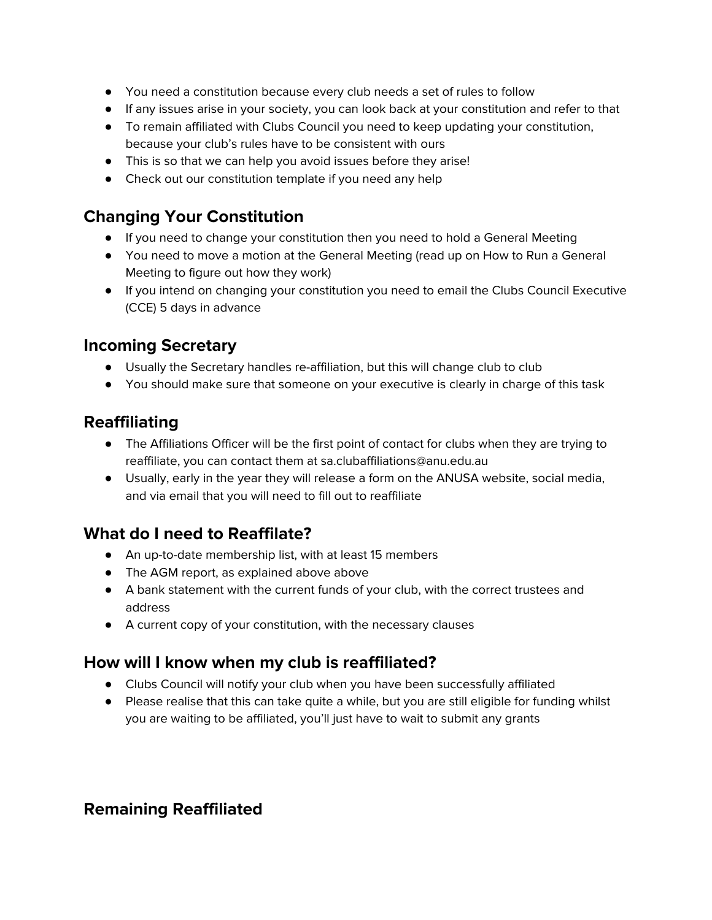- You need a constitution because every club needs a set of rules to follow
- If any issues arise in your society, you can look back at your constitution and refer to that
- To remain affiliated with Clubs Council you need to keep updating your constitution, because your club's rules have to be consistent with ours
- This is so that we can help you avoid issues before they arise!
- Check out our constitution template if you need any help

## Changing Your Constitution

- If you need to change your constitution then you need to hold a General Meeting
- You need to move a motion at the General Meeting (read up on How to Run a General Meeting to figure out how they work)
- If you intend on changing your constitution you need to email the Clubs Council Executive (CCE) 5 days in advance

## Incoming Secretary

- Usually the Secretary handles re-affiliation, but this will change club to club
- You should make sure that someone on your executive is clearly in charge of this task

## Reaffiliating

- The Affiliations Officer will be the first point of contact for clubs when they are trying to reaffiliate, you can contact them at sa.clubaffiliations@anu.edu.au
- Usually, early in the year they will release a form on the ANUSA website, social media, and via email that you will need to fill out to reaffiliate

## What do I need to Reaffilate?

- An up-to-date membership list, with at least 15 members
- The AGM report, as explained above above
- A bank statement with the current funds of your club, with the correct trustees and address
- A current copy of your constitution, with the necessary clauses

## How will I know when my club is reaffiliated?

- Clubs Council will notify your club when you have been successfully affiliated
- Please realise that this can take quite a while, but you are still eligible for funding whilst you are waiting to be affiliated, you'll just have to wait to submit any grants

## Remaining Reaffiliated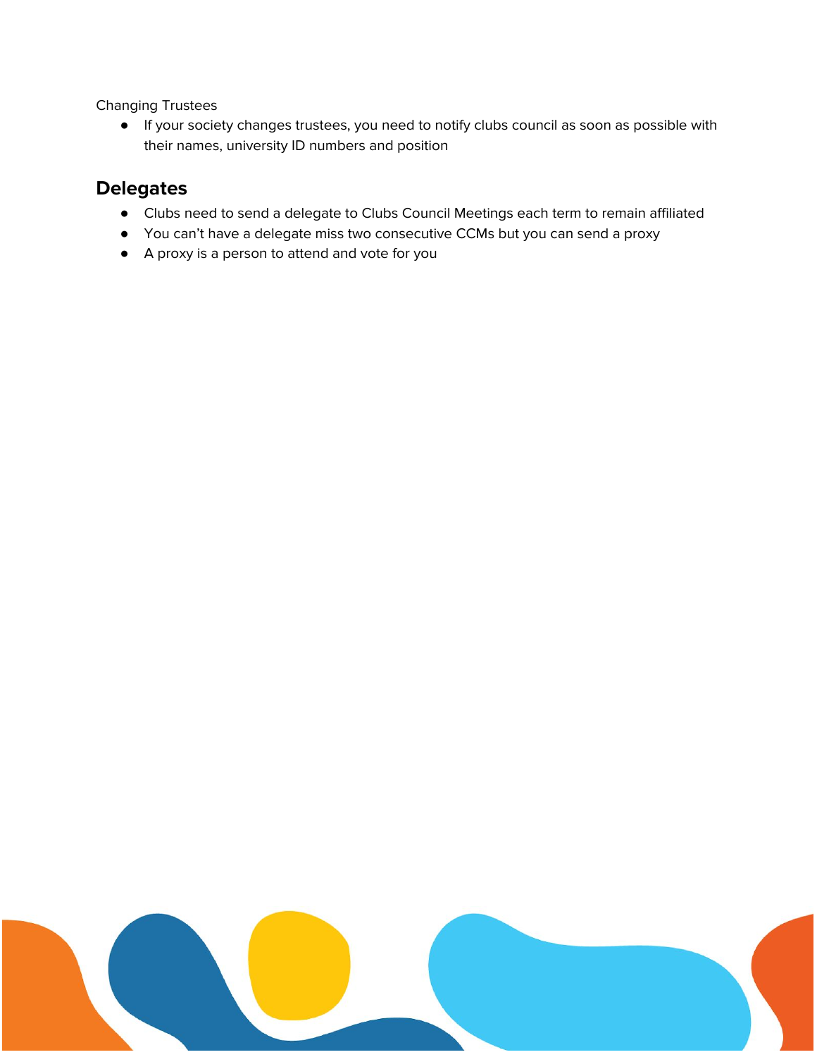Changing Trustees

- If your society changes trustees, you need to notify clubs council as soon as possible with their names, university ID numbers and position

## Delegates

- Clubs need to send a delegate to Clubs Council Meetings each term to remain affiliated
- You can't have a delegate miss two consecutive CCMs but you can send a proxy
- A proxy is a person to attend and vote for you